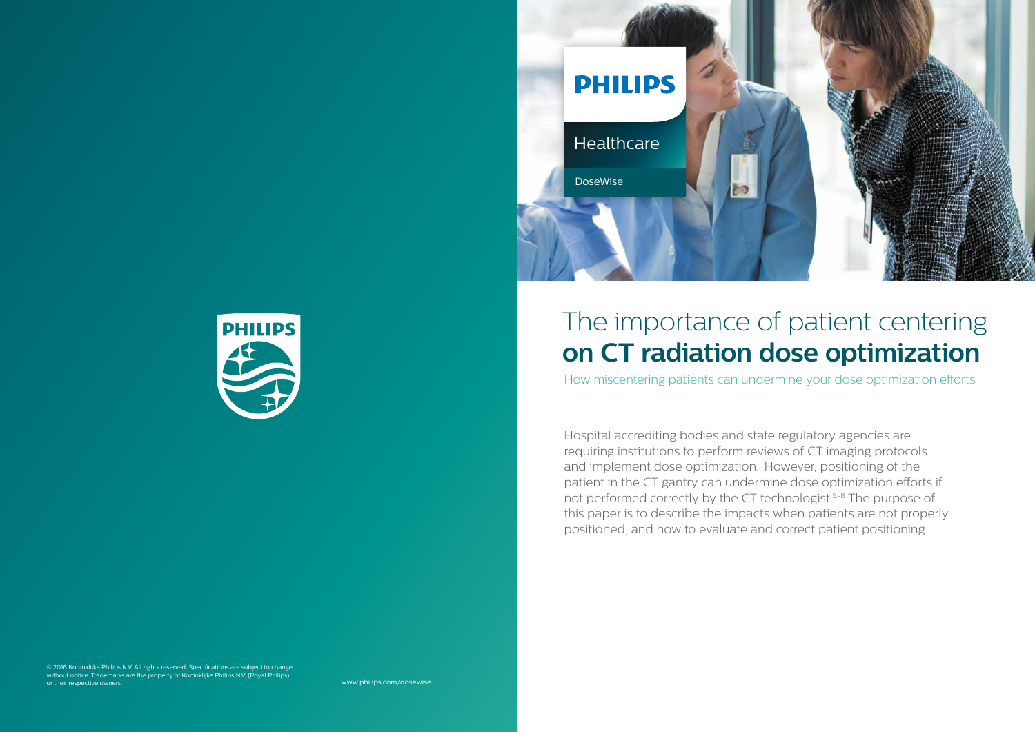PHILIPS

Healthcare

DoseWise

# The importance of patient centering **on CT radiation dose optimization**

How miscentering patients can undermine your dose optimization efforts

Hospital accrediting bodies and state regulatory agencies are requiring institutions to perform reviews of CT imaging protocols and implement dose optimization.[1] However, positioning of the patient in the CT gantry can undermine dose optimization efforts if not performed correctly by the CT technologist.[5-8] The purpose of this paper is to describe the impacts when patients are not properly positioned, and how to evaluate and correct patient positioning.

PHILIPS

© 2016 Koninklijke Philips N.V. All rights reserved. Specifications are subject to change without notice. Trademarks are the property of Koninklijke Philips N.V. (Royal Philips) or their respective owners.

www.philips.com/dosewise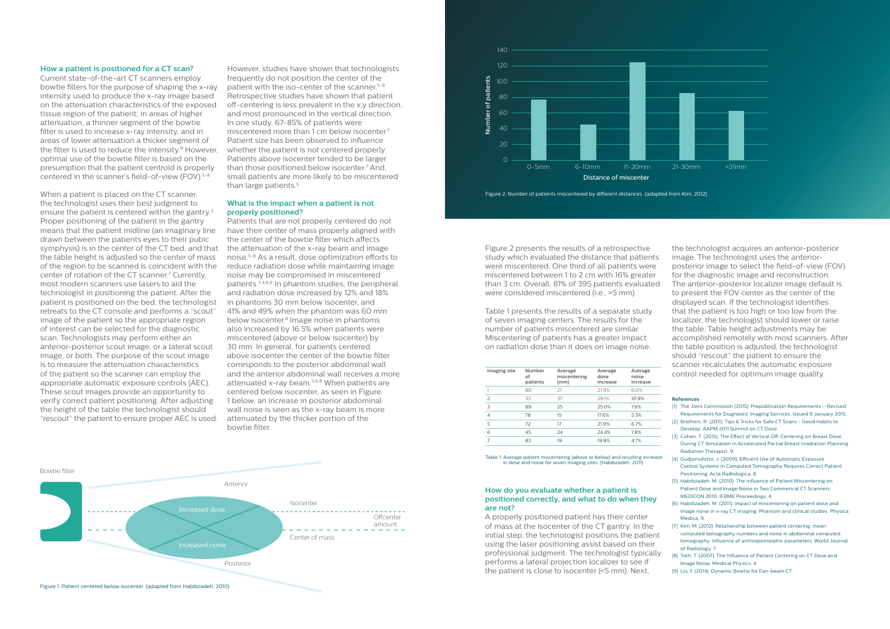### How a patient is positioned for a CT scan?

Current state-of-the-art CT scanners employ bowtie filters for the purpose of shaping the x-ray intensity used to produce the x-ray image based on the attenuation characteristics of the exposed tissue region of the patient; in areas of higher attenuation, a thinner segment of the bowtie filter is used to increase x-ray intensity, and in areas of lower attenuation a thicker segment of the filter is used to reduce the intensity.[9] However, optimal use of the bowtie filter is based on the presumption that the patient centroid is properly centered in the scanner's field-of-view (FOV).[5-8]

When a patient is placed on the CT scanner, the technologist uses their best judgment to ensure the patient is centered within the gantry.[2] Proper positioning of the patient in the gantry means that the patient midline (an imaginary line drawn between the patients eyes to their pubic symphysis) is in the center of the CT bed, and that the table height is adjusted so the center of mass of the region to be scanned is coincident with the center of rotation of the CT scanner.[7] Currently, most modern scanners use lasers to aid the technologist in positioning the patient. After the patient is positioned on the bed, the technologist retreats to the CT console and performs a "scout" image of the patient so the appropriate region of interest can be selected for the diagnostic scan. Technologists may perform either an anterior-posterior scout image, or a lateral scout image, or both. The purpose of the scout image is to measure the attenuation characteristics of the patient so the scanner can employ the appropriate automatic exposure controls (AEC). These scout images provide an opportunity to verify correct patient positioning. After adjusting the height of the table the technologist should "rescout" the patient to ensure proper AEC is used.

However, studies have shown that technologists frequently do not position the center of the patient with the iso-center of the scanner.[5-8] Retrospective studies have shown that patient off-centering is less prevalent in the x,y direction, and most pronounced in the vertical direction. In one study, 67-85% of patients were miscentered more than 1 cm below isocenter.[7] Patient size has been observed to influence whether the patient is not centered properly. Patients above isocenter tended to be larger than those positioned below isocenter.[7] And, small patients are more likely to be miscentered than large patients.[5]

### What is the impact when a patient is not properly positioned?

Patients that are not properly centered do not have their center of mass properly aligned with the center of the bowtie filter which affects the attenuation of the x-ray beam and image noise.[5-8] As a result, dose optimization efforts to reduce radiation dose while maintaining image noise may be compromised in miscentered patients.[3,4,6,8] In phantom studies, the peripheral and radiation dose increased by 12% and 18% in phantoms 30 mm below isocenter, and 41% and 49% when the phantom was 60 mm below isocenter.[8] Image noise in phantoms also increased by 16.5% when patients were miscentered (above or below isocenter) by 30 mm. In general, for patients centered above isocenter the center of the bowtie filter corresponds to the posterior abdominal wall and the anterior abdominal wall receives a more attenuated x-ray beam.[5,6,8] When patients are centered below isocenter, as seen in Figure 1 below, an increase in posterior abdominal wall noise is seen as the x-ray beam is more attenuated by the thicker portion of the bowtie filter.

Bowtie filter
Anterior
Increased dose
Isocenter
Offcenter amount
Center of mass
Increased noise
Posterior

Figure 1: Patient centered below isocenter. (adapted from Habibzadeh, 2010)

Number of patients
140
120
100
80
60
40
20
0
0-5mm
6-10mm
11-20mm
21-30mm
>31mm
Distance of miscenter

Figure 2: Number of patients miscentered by different distances. (adapted from Kim, 2012)

Figure 2 presents the results of a retrospective study which evaluated the distance that patients were miscentered. One third of all patients were miscentered between 1 to 2 cm with 16% greater than 3 cm. Overall, 81% of 395 patients evaluated were considered miscentered (i.e., >5 mm).

Table 1 presents the results of a separate study of seven imaging centers. The results for the number of patients miscentered are similar. Miscentering of patients has a greater impact on radiation dose than it does on image noise.

| Imaging site | Number of patients | Average miscentering (mm) | Average dose increase | Average noise increase |
|---|---|---|---|---|
| 1 | 80 | 21 | 21.9% | 6.0% |
| 2 | 33 | 37 | 29.1% | 10.9% |
| 3 | 89 | 25 | 25.0% | 7.6% |
| 4 | 78 | 15 | 17.6% | 5.3% |
| 5 | 72 | 17 | 21.9% | 6.7% |
| 6 | 45 | 24 | 24.4% | 7.8% |
| 7 | 83 | 19 | 19.8% | 4.7% |

Table 1: Average patient miscentering (above or below) and resulting increase in dose and noise for seven imaging sites. (Habibzadeh, 2011)

### How do you evaluate whether a patient is positioned correctly, and what to do when they are not?

A properly positioned patient has their center of mass at the isocenter of the CT gantry. In the initial step, the technologist positions the patient using the laser positioning assist based on their professional judgment. The technologist typically performs a lateral projection localizer to see if the patient is close to isocenter (<5 mm). Next, the technologist acquires an anterior-posterior image. The technologist uses the anterior-posterior image to select the field-of-view (FOV) for the diagnostic image and reconstruction. The anterior-posterior localizer image default is to present the FOV center as the center of the displayed scan. If the technologist identifies that the patient is too high or too low from the localizer, the technologist should lower or raise the table. Table height adjustments may be accomplished remotely with most scanners. After the table position is adjusted, the technologist should "rescout" the patient to ensure the scanner recalculates the automatic exposure control needed for optimum image quality.

#### References

[1] The Joint Commission (2015). Prepublication Requirements – Revised Requirements for Diagnostic Imaging Services. Issued 9 January 2015.

[2] Brothers, R. (2011). Tips & Tricks for Safe CT Scans - Good Habits to Develop. AAPM 2011 Summit on CT Dose.

[3] Cohen, T. (2015). The Effect of Vertical Off-Centering on Breast Dose During CT Simulation in Accelerated Partial Breast Irradiation Planning. Radiation Therapist, 9.

[4] Gudjonsdottir, J. (2009). Efficient Use of Automatic Exposure Control Systems in Computed Tomography Requires Correct Patient Positioning. Acta Radiologica, 8.

[5] Habibzadeh, M. (2010). The Influence of Patient Miscentering on Patient Dose and Image Noise in Two Commerical CT Scanners. MEDICON 2010, IFBME Proceedings, 4.

[6] Habibzadeh, M. (2011). Impact of miscentering on patient dose and image noise in x-ray CT imaging: Phantom and clinical studies. Physica Medica, 9.

[7] Kim, M. (2012). Relationship between patient centering, mean computed tomography numbers and noise in abdominal computed tomography: Influence of anthropomorphic parameters. World Journal of Radiology, 7.

[8] Toth, T. (2007). The Influence of Patient Centering on CT Dose and Image Noise. Medical Physics, 4.

[9] Liu, F (2014). Dynamic Bowtie for Fan-beam CT